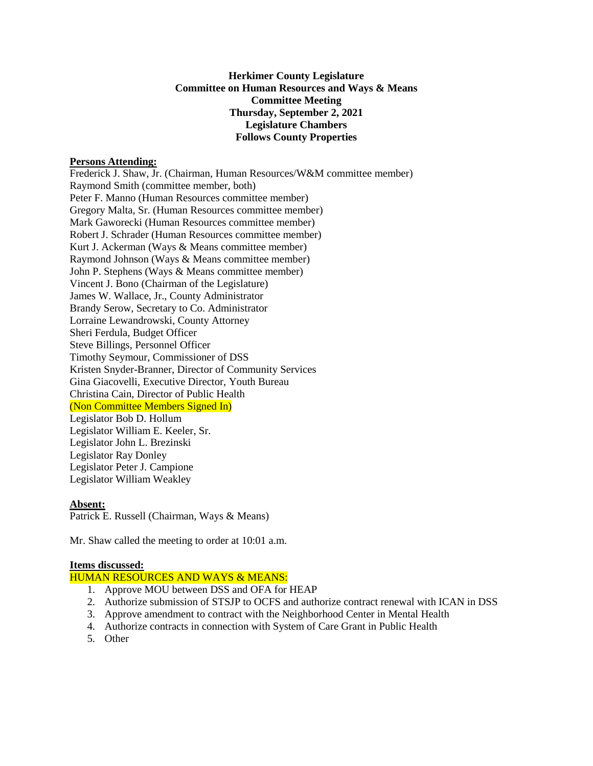**Herkimer County Legislature**
**Committee on Human Resources and Ways & Means**
**Committee Meeting**
**Thursday, September 2, 2021**
**Legislature Chambers**
**Follows County Properties**

**Persons Attending:**

Frederick J. Shaw, Jr. (Chairman, Human Resources/W&M committee member)
Raymond Smith (committee member, both)
Peter F. Manno (Human Resources committee member)
Gregory Malta, Sr. (Human Resources committee member)
Mark Gaworecki (Human Resources committee member)
Robert J. Schrader (Human Resources committee member)
Kurt J. Ackerman (Ways & Means committee member)
Raymond Johnson (Ways & Means committee member)
John P. Stephens (Ways & Means committee member)
Vincent J. Bono (Chairman of the Legislature)
James W. Wallace, Jr., County Administrator
Brandy Serow, Secretary to Co. Administrator
Lorraine Lewandrowski, County Attorney
Sheri Ferdula, Budget Officer
Steve Billings, Personnel Officer
Timothy Seymour, Commissioner of DSS
Kristen Snyder-Branner, Director of Community Services
Gina Giacovelli, Executive Director, Youth Bureau
Christina Cain, Director of Public Health
(Non Committee Members Signed In)
Legislator Bob D. Hollum
Legislator William E. Keeler, Sr.
Legislator John L. Brezinski
Legislator Ray Donley
Legislator Peter J. Campione
Legislator William Weakley

**Absent:**

Patrick E. Russell (Chairman, Ways & Means)

Mr. Shaw called the meeting to order at 10:01 a.m.

**Items discussed:**

HUMAN RESOURCES AND WAYS & MEANS:

1. Approve MOU between DSS and OFA for HEAP
2. Authorize submission of STSJP to OCFS and authorize contract renewal with ICAN in DSS
3. Approve amendment to contract with the Neighborhood Center in Mental Health
4. Authorize contracts in connection with System of Care Grant in Public Health
5. Other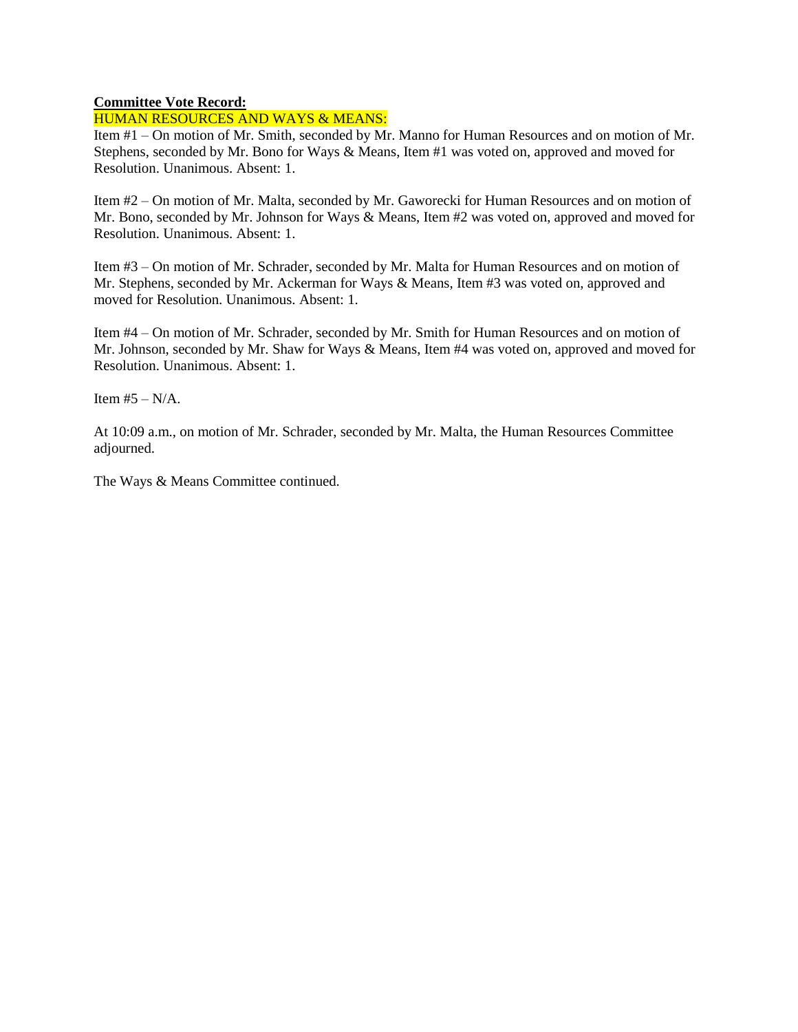**Committee Vote Record:**

HUMAN RESOURCES AND WAYS & MEANS:

Item #1 – On motion of Mr. Smith, seconded by Mr. Manno for Human Resources and on motion of Mr. Stephens, seconded by Mr. Bono for Ways & Means, Item #1 was voted on, approved and moved for Resolution. Unanimous. Absent: 1.

Item #2 – On motion of Mr. Malta, seconded by Mr. Gaworecki for Human Resources and on motion of Mr. Bono, seconded by Mr. Johnson for Ways & Means, Item #2 was voted on, approved and moved for Resolution. Unanimous. Absent: 1.

Item #3 – On motion of Mr. Schrader, seconded by Mr. Malta for Human Resources and on motion of Mr. Stephens, seconded by Mr. Ackerman for Ways & Means, Item #3 was voted on, approved and moved for Resolution. Unanimous. Absent: 1.

Item #4 – On motion of Mr. Schrader, seconded by Mr. Smith for Human Resources and on motion of Mr. Johnson, seconded by Mr. Shaw for Ways & Means, Item #4 was voted on, approved and moved for Resolution. Unanimous. Absent: 1.

Item #5 – N/A.

At 10:09 a.m., on motion of Mr. Schrader, seconded by Mr. Malta, the Human Resources Committee adjourned.

The Ways & Means Committee continued.